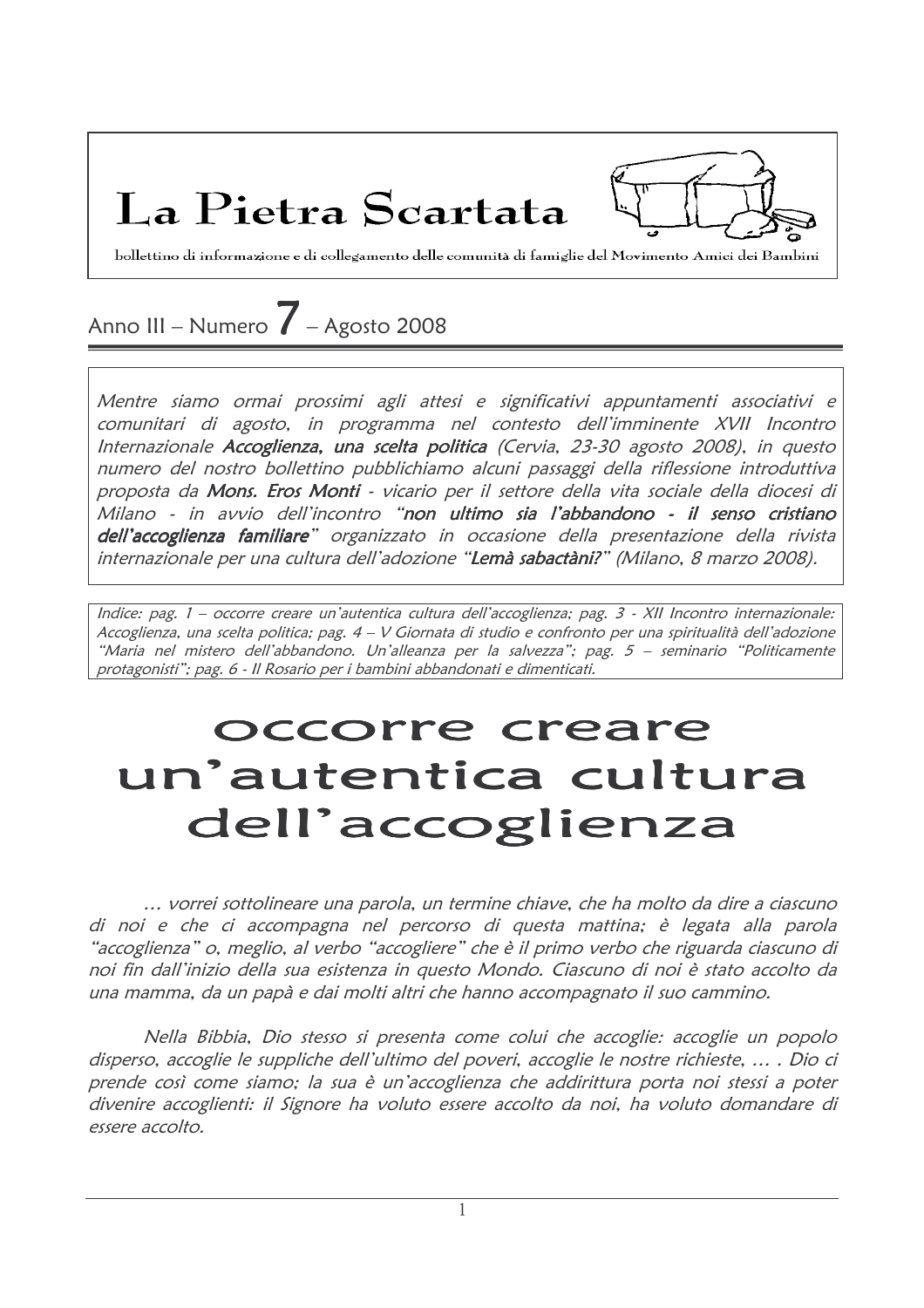# La Pietra Scartata

bollettino di informazione e di collegamento delle comunità di famiglie del Movimento Amici dei Bambini

Anno III – Numero **7** – Agosto 2008

*Mentre siamo ormai prossimi agli attesi e significativi appuntamenti associativi e comunitari di agosto, in programma nel contesto dell'imminente XVII Incontro Internazionale* ***Accoglienza, una scelta politica*** *(Cervia, 23-30 agosto 2008), in questo numero del nostro bollettino pubblichiamo alcuni passaggi della riflessione introduttiva proposta da* ***Mons. Eros Monti*** *- vicario per il settore della vita sociale della diocesi di Milano - in avvio dell'incontro "****non ultimo sia l'abbandono - il senso cristiano dell'accoglienza familiare****" organizzato in occasione della presentazione della rivista internazionale per una cultura dell'adozione "****Lemà sabactàni?****" (Milano, 8 marzo 2008).*

*Indice: pag. 1 – occorre creare un'autentica cultura dell'accoglienza; pag. 3 - XII Incontro internazionale: Accoglienza, una scelta politica; pag. 4 – V Giornata di studio e confronto per una spiritualità dell'adozione "Maria nel mistero dell'abbandono. Un'alleanza per la salvezza"; pag. 5 – seminario "Politicamente protagonisti"; pag. 6 - Il Rosario per i bambini abbandonati e dimenticati.*

# occorre creare un'autentica cultura dell'accoglienza

*… vorrei sottolineare una parola, un termine chiave, che ha molto da dire a ciascuno di noi e che ci accompagna nel percorso di questa mattina; è legata alla parola "accoglienza" o, meglio, al verbo "accogliere" che è il primo verbo che riguarda ciascuno di noi fin dall'inizio della sua esistenza in questo Mondo. Ciascuno di noi è stato accolto da una mamma, da un papà e dai molti altri che hanno accompagnato il suo cammino.*

*Nella Bibbia, Dio stesso si presenta come colui che accoglie: accoglie un popolo disperso, accoglie le suppliche dell'ultimo del poveri, accoglie le nostre richieste, … . Dio ci prende così come siamo; la sua è un'accoglienza che addirittura porta noi stessi a poter divenire accoglienti: il Signore ha voluto essere accolto da noi, ha voluto domandare di essere accolto.*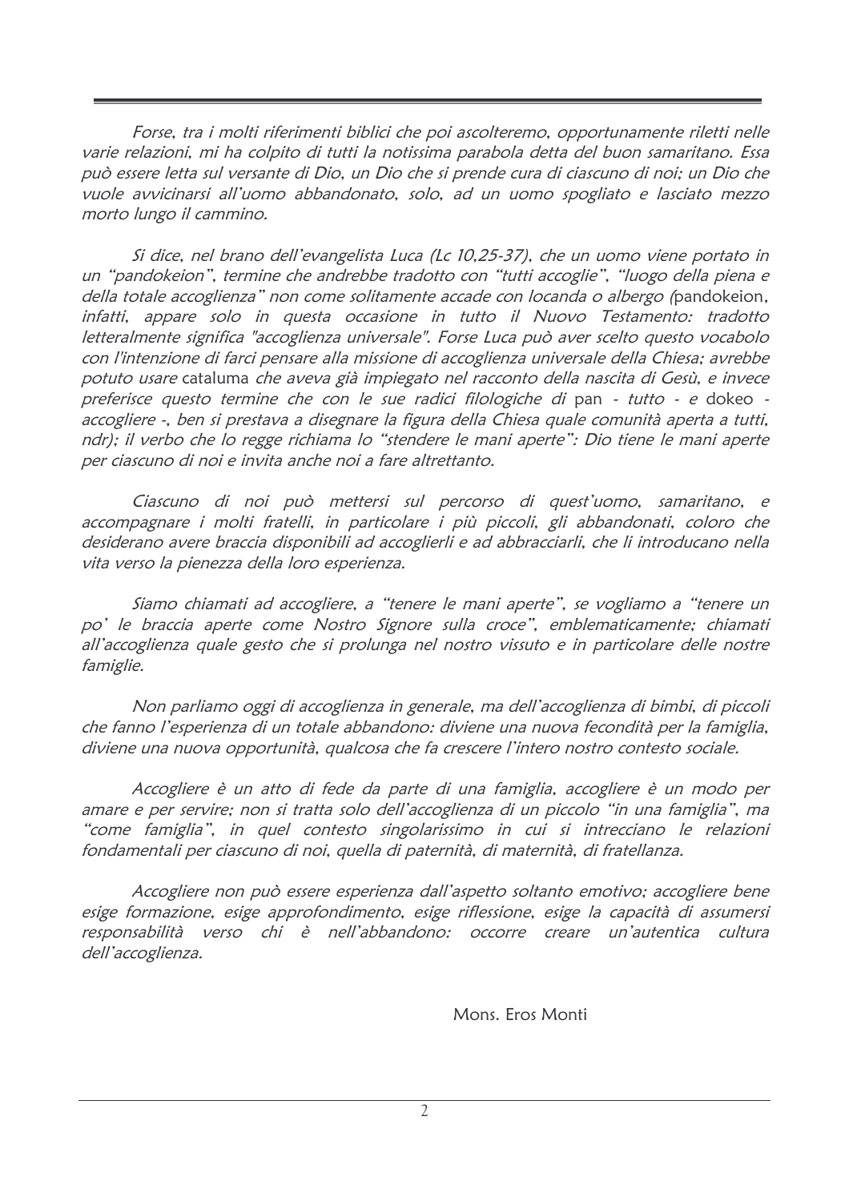*Forse, tra i molti riferimenti biblici che poi ascolteremo, opportunamente riletti nelle varie relazioni, mi ha colpito di tutti la notissima parabola detta del buon samaritano. Essa può essere letta sul versante di Dio, un Dio che si prende cura di ciascuno di noi; un Dio che vuole avvicinarsi all'uomo abbandonato, solo, ad un uomo spogliato e lasciato mezzo morto lungo il cammino.*

*Si dice, nel brano dell'evangelista Luca (Lc 10,25-37), che un uomo viene portato in un "pandokeion", termine che andrebbe tradotto con "tutti accoglie", "luogo della piena e della totale accoglienza" non come solitamente accade con locanda o albergo (*pandokeion, *infatti, appare solo in questa occasione in tutto il Nuovo Testamento: tradotto letteralmente significa "accoglienza universale". Forse Luca può aver scelto questo vocabolo con l'intenzione di farci pensare alla missione di accoglienza universale della Chiesa; avrebbe potuto usare* cataluma *che aveva già impiegato nel racconto della nascita di Gesù, e invece preferisce questo termine che con le sue radici filologiche di* pan *- tutto - e* dokeo *- accogliere -, ben si prestava a disegnare la figura della Chiesa quale comunità aperta a tutti, ndr); il verbo che lo regge richiama lo "stendere le mani aperte": Dio tiene le mani aperte per ciascuno di noi e invita anche noi a fare altrettanto.*

*Ciascuno di noi può mettersi sul percorso di quest'uomo, samaritano, e accompagnare i molti fratelli, in particolare i più piccoli, gli abbandonati, coloro che desiderano avere braccia disponibili ad accoglierli e ad abbracciarli, che li introducano nella vita verso la pienezza della loro esperienza.*

*Siamo chiamati ad accogliere, a "tenere le mani aperte", se vogliamo a "tenere un po' le braccia aperte come Nostro Signore sulla croce", emblematicamente; chiamati all'accoglienza quale gesto che si prolunga nel nostro vissuto e in particolare delle nostre famiglie.*

*Non parliamo oggi di accoglienza in generale, ma dell'accoglienza di bimbi, di piccoli che fanno l'esperienza di un totale abbandono: diviene una nuova fecondità per la famiglia, diviene una nuova opportunità, qualcosa che fa crescere l'intero nostro contesto sociale.*

*Accogliere è un atto di fede da parte di una famiglia, accogliere è un modo per amare e per servire; non si tratta solo dell'accoglienza di un piccolo "in una famiglia", ma "come famiglia", in quel contesto singolarissimo in cui si intrecciano le relazioni fondamentali per ciascuno di noi, quella di paternità, di maternità, di fratellanza.*

*Accogliere non può essere esperienza dall'aspetto soltanto emotivo; accogliere bene esige formazione, esige approfondimento, esige riflessione, esige la capacità di assumersi responsabilità verso chi è nell'abbandono: occorre creare un'autentica cultura dell'accoglienza.*

Mons. Eros Monti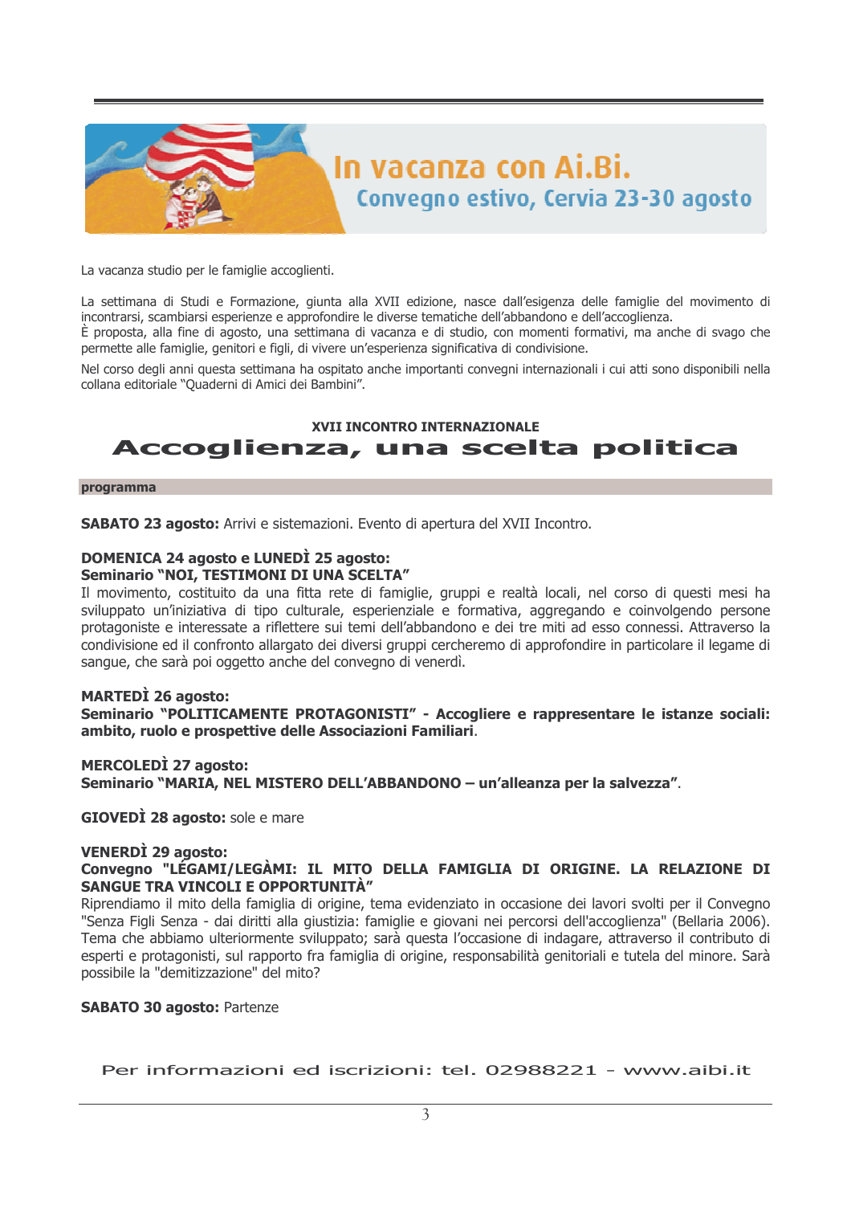# In vacanza con Ai.Bi.

## Convegno estivo, Cervia 23-30 agosto

La vacanza studio per le famiglie accoglienti.

La settimana di Studi e Formazione, giunta alla XVII edizione, nasce dall'esigenza delle famiglie del movimento di incontrarsi, scambiarsi esperienze e approfondire le diverse tematiche dell'abbandono e dell'accoglienza.
È proposta, alla fine di agosto, una settimana di vacanza e di studio, con momenti formativi, ma anche di svago che permette alle famiglie, genitori e figli, di vivere un'esperienza significativa di condivisione.

Nel corso degli anni questa settimana ha ospitato anche importanti convegni internazionali i cui atti sono disponibili nella collana editoriale "Quaderni di Amici dei Bambini".

### XVII INCONTRO INTERNAZIONALE

# Accoglienza, una scelta politica

**programma**

**SABATO 23 agosto:** Arrivi e sistemazioni. Evento di apertura del XVII Incontro.

**DOMENICA 24 agosto e LUNEDÌ 25 agosto:**
**Seminario "NOI, TESTIMONI DI UNA SCELTA"**
Il movimento, costituito da una fitta rete di famiglie, gruppi e realtà locali, nel corso di questi mesi ha sviluppato un'iniziativa di tipo culturale, esperienziale e formativa, aggregando e coinvolgendo persone protagoniste e interessate a riflettere sui temi dell'abbandono e dei tre miti ad esso connessi. Attraverso la condivisione ed il confronto allargato dei diversi gruppi cercheremo di approfondire in particolare il legame di sangue, che sarà poi oggetto anche del convegno di venerdì.

**MARTEDÌ 26 agosto:**
**Seminario "POLITICAMENTE PROTAGONISTI" - Accogliere e rappresentare le istanze sociali: ambito, ruolo e prospettive delle Associazioni Familiari**.

**MERCOLEDÌ 27 agosto:**
**Seminario "MARIA, NEL MISTERO DELL'ABBANDONO – un'alleanza per la salvezza"**.

**GIOVEDÌ 28 agosto:** sole e mare

**VENERDÌ 29 agosto:**
**Convegno "LÉGAMI/LEGÀMI: IL MITO DELLA FAMIGLIA DI ORIGINE. LA RELAZIONE DI SANGUE TRA VINCOLI E OPPORTUNITÀ"**
Riprendiamo il mito della famiglia di origine, tema evidenziato in occasione dei lavori svolti per il Convegno "Senza Figli Senza - dai diritti alla giustizia: famiglie e giovani nei percorsi dell'accoglienza" (Bellaria 2006). Tema che abbiamo ulteriormente sviluppato; sarà questa l'occasione di indagare, attraverso il contributo di esperti e protagonisti, sul rapporto fra famiglia di origine, responsabilità genitoriali e tutela del minore. Sarà possibile la "demitizzazione" del mito?

**SABATO 30 agosto:** Partenze

Per informazioni ed iscrizioni: tel. 02988221 - www.aibi.it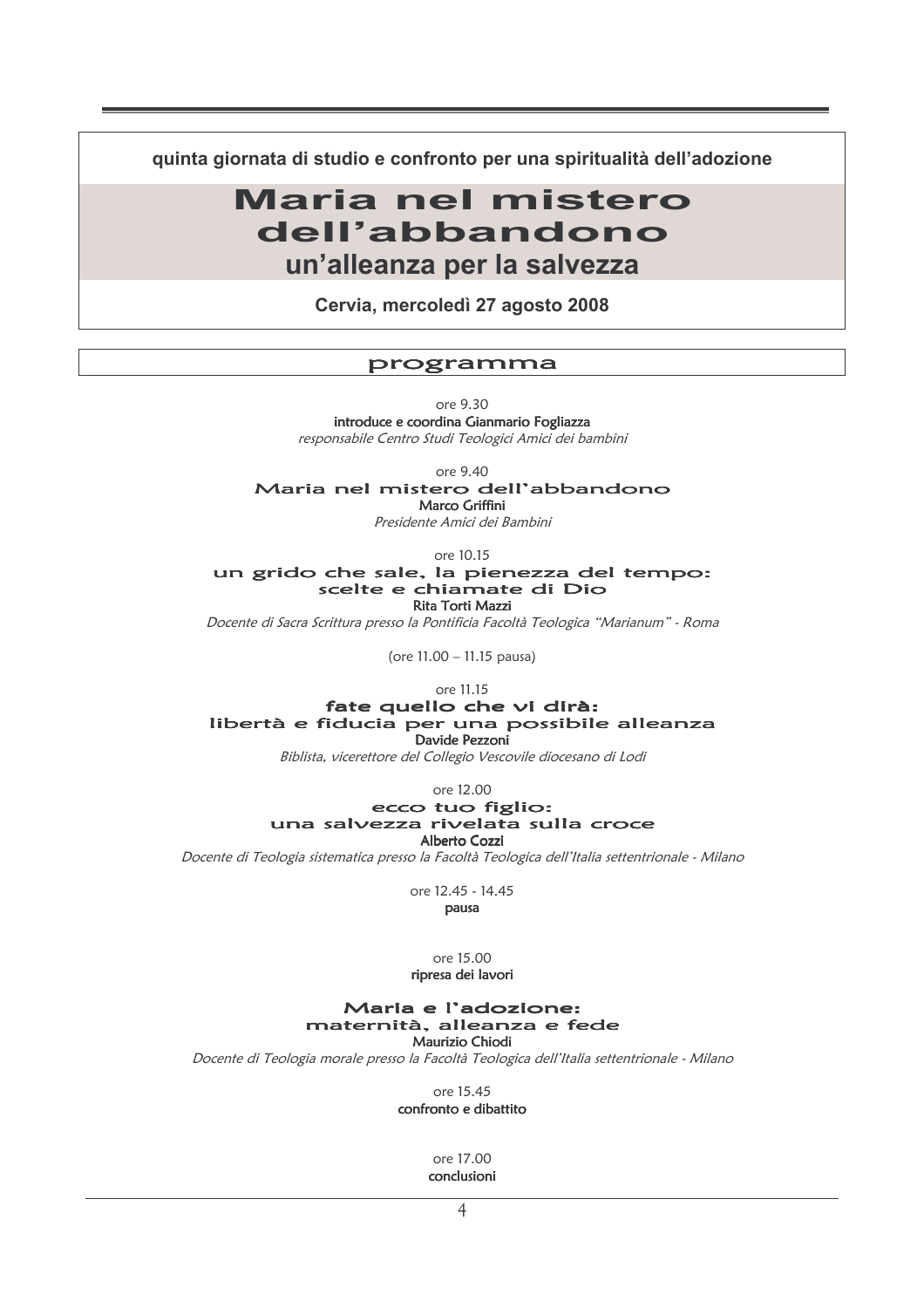quinta giornata di studio e confronto per una spiritualità dell'adozione

# Maria nel mistero dell'abbandono

## un'alleanza per la salvezza

**Cervia, mercoledì 27 agosto 2008**

## programma

ore 9.30
**introduce e coordina Gianmario Fogliazza**
*responsabile Centro Studi Teologici Amici dei bambini*

ore 9.40
### Maria nel mistero dell'abbandono
**Marco Griffini**
*Presidente Amici dei Bambini*

ore 10.15
### un grido che sale, la pienezza del tempo: scelte e chiamate di Dio
**Rita Torti Mazzi**
*Docente di Sacra Scrittura presso la Pontificia Facoltà Teologica "Marianum" - Roma*

(ore 11.00 – 11.15 pausa)

ore 11.15
### fate quello che vi dirà: libertà e fiducia per una possibile alleanza
**Davide Pezzoni**
*Biblista, vicerettore del Collegio Vescovile diocesano di Lodi*

ore 12.00
### ecco tuo figlio: una salvezza rivelata sulla croce
**Alberto Cozzi**
*Docente di Teologia sistematica presso la Facoltà Teologica dell'Italia settentrionale - Milano*

ore 12.45 - 14.45
**pausa**

ore 15.00
**ripresa dei lavori**

### Maria e l'adozione: maternità, alleanza e fede
**Maurizio Chiodi**
*Docente di Teologia morale presso la Facoltà Teologica dell'Italia settentrionale - Milano*

ore 15.45
**confronto e dibattito**

ore 17.00
**conclusioni**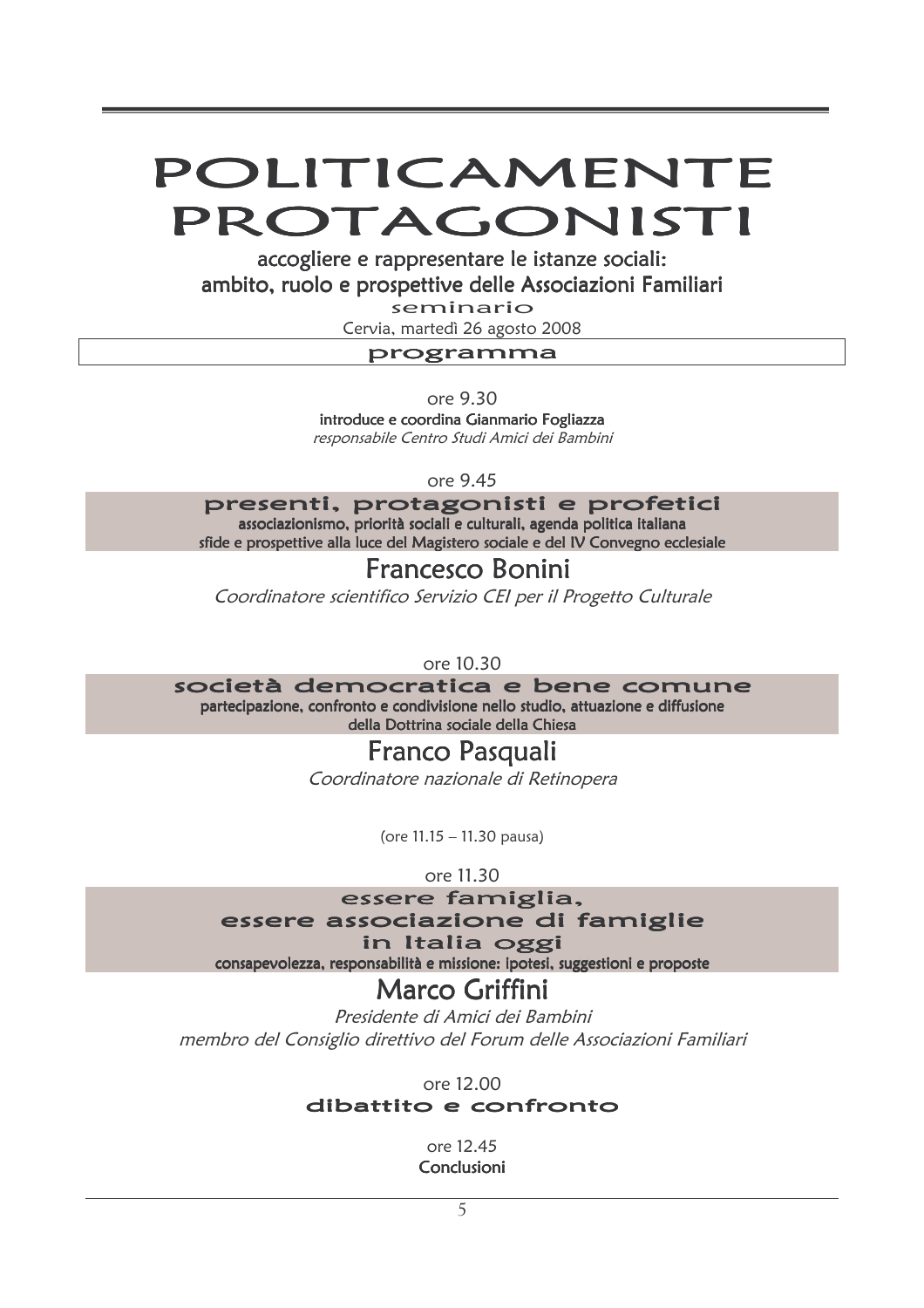# POLITICAMENTE PROTAGONISTI

accogliere e rappresentare le istanze sociali:
ambito, ruolo e prospettive delle Associazioni Familiari

seminario

Cervia, martedì 26 agosto 2008

## programma

ore 9.30

**introduce e coordina Gianmario Fogliazza**

*responsabile Centro Studi Amici dei Bambini*

ore 9.45

### presenti, protagonisti e profetici

**associazionismo, priorità sociali e culturali, agenda politica italiana**

**sfide e prospettive alla luce del Magistero sociale e del IV Convegno ecclesiale**

### Francesco Bonini

*Coordinatore scientifico Servizio CEI per il Progetto Culturale*

ore 10.30

### società democratica e bene comune

**partecipazione, confronto e condivisione nello studio, attuazione e diffusione della Dottrina sociale della Chiesa**

### Franco Pasquali

*Coordinatore nazionale di Retinopera*

(ore 11.15 – 11.30 pausa)

ore 11.30

### essere famiglia, essere associazione di famiglie in Italia oggi

**consapevolezza, responsabilità e missione: ipotesi, suggestioni e proposte**

### Marco Griffini

*Presidente di Amici dei Bambini*

*membro del Consiglio direttivo del Forum delle Associazioni Familiari*

ore 12.00

### dibattito e confronto

ore 12.45

**Conclusioni**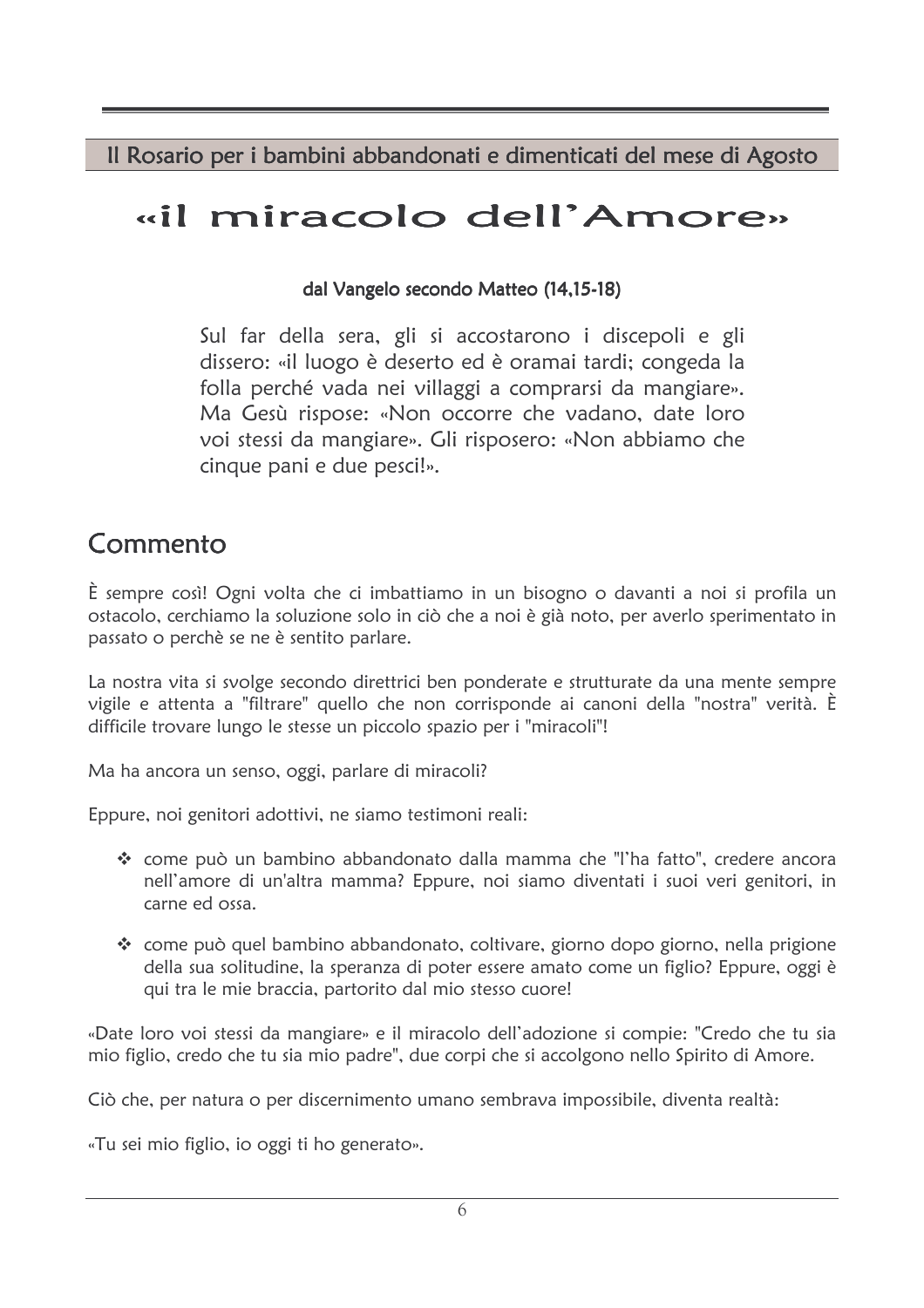Il Rosario per i bambini abbandonati e dimenticati del mese di Agosto

# «il miracolo dell'Amore»

**dal Vangelo secondo Matteo (14,15-18)**

> Sul far della sera, gli si accostarono i discepoli e gli dissero: «il luogo è deserto ed è oramai tardi; congeda la folla perché vada nei villaggi a comprarsi da mangiare». Ma Gesù rispose: «Non occorre che vadano, date loro voi stessi da mangiare». Gli risposero: «Non abbiamo che cinque pani e due pesci!».

## Commento

È sempre così! Ogni volta che ci imbattiamo in un bisogno o davanti a noi si profila un ostacolo, cerchiamo la soluzione solo in ciò che a noi è già noto, per averlo sperimentato in passato o perchè se ne è sentito parlare.

La nostra vita si svolge secondo direttrici ben ponderate e strutturate da una mente sempre vigile e attenta a "filtrare" quello che non corrisponde ai canoni della "nostra" verità. È difficile trovare lungo le stesse un piccolo spazio per i "miracoli"!

Ma ha ancora un senso, oggi, parlare di miracoli?

Eppure, noi genitori adottivi, ne siamo testimoni reali:

- come può un bambino abbandonato dalla mamma che "l'ha fatto", credere ancora nell'amore di un'altra mamma? Eppure, noi siamo diventati i suoi veri genitori, in carne ed ossa.
- come può quel bambino abbandonato, coltivare, giorno dopo giorno, nella prigione della sua solitudine, la speranza di poter essere amato come un figlio? Eppure, oggi è qui tra le mie braccia, partorito dal mio stesso cuore!

«Date loro voi stessi da mangiare» e il miracolo dell'adozione si compie: "Credo che tu sia mio figlio, credo che tu sia mio padre", due corpi che si accolgono nello Spirito di Amore.

Ciò che, per natura o per discernimento umano sembrava impossibile, diventa realtà:

«Tu sei mio figlio, io oggi ti ho generato».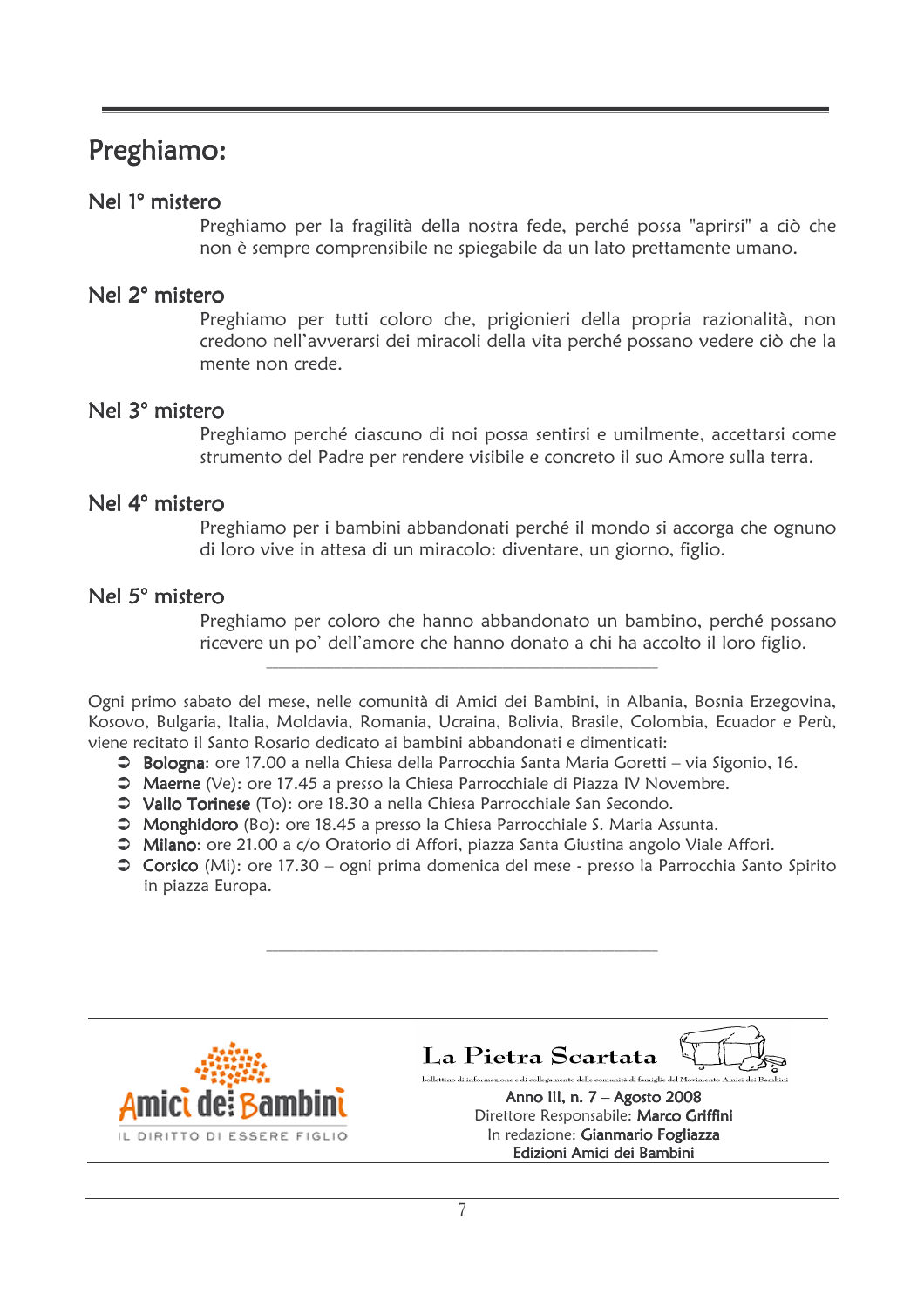# Preghiamo:

## Nel 1° mistero

Preghiamo per la fragilità della nostra fede, perché possa "aprirsi" a ciò che non è sempre comprensibile ne spiegabile da un lato prettamente umano.

## Nel 2° mistero

Preghiamo per tutti coloro che, prigionieri della propria razionalità, non credono nell'avverarsi dei miracoli della vita perché possano vedere ciò che la mente non crede.

## Nel 3° mistero

Preghiamo perché ciascuno di noi possa sentirsi e umilmente, accettarsi come strumento del Padre per rendere visibile e concreto il suo Amore sulla terra.

## Nel 4° mistero

Preghiamo per i bambini abbandonati perché il mondo si accorga che ognuno di loro vive in attesa di un miracolo: diventare, un giorno, figlio.

## Nel 5° mistero

Preghiamo per coloro che hanno abbandonato un bambino, perché possano ricevere un po' dell'amore che hanno donato a chi ha accolto il loro figlio.

---

Ogni primo sabato del mese, nelle comunità di Amici dei Bambini, in Albania, Bosnia Erzegovina, Kosovo, Bulgaria, Italia, Moldavia, Romania, Ucraina, Bolivia, Brasile, Colombia, Ecuador e Perù, viene recitato il Santo Rosario dedicato ai bambini abbandonati e dimenticati:

- **Bologna**: ore 17.00 a nella Chiesa della Parrocchia Santa Maria Goretti – via Sigonio, 16.
- **Maerne** (Ve): ore 17.45 a presso la Chiesa Parrocchiale di Piazza IV Novembre.
- **Vallo Torinese** (To): ore 18.30 a nella Chiesa Parrocchiale San Secondo.
- **Monghidoro** (Bo): ore 18.45 a presso la Chiesa Parrocchiale S. Maria Assunta.
- **Milano**: ore 21.00 a c/o Oratorio di Affori, piazza Santa Giustina angolo Viale Affori.
- **Corsico** (Mi): ore 17.30 – ogni prima domenica del mese - presso la Parrocchia Santo Spirito in piazza Europa.

---

Amici dei Bambini
IL DIRITTO DI ESSERE FIGLIO

La Pietra Scartata
bollettino di informazione e di collegamento delle comunità di famiglie del Movimento Amici dei Bambini

Anno III, n. 7 – Agosto 2008
Direttore Responsabile: **Marco Griffini**
In redazione: **Gianmario Fogliazza**
**Edizioni Amici dei Bambini**